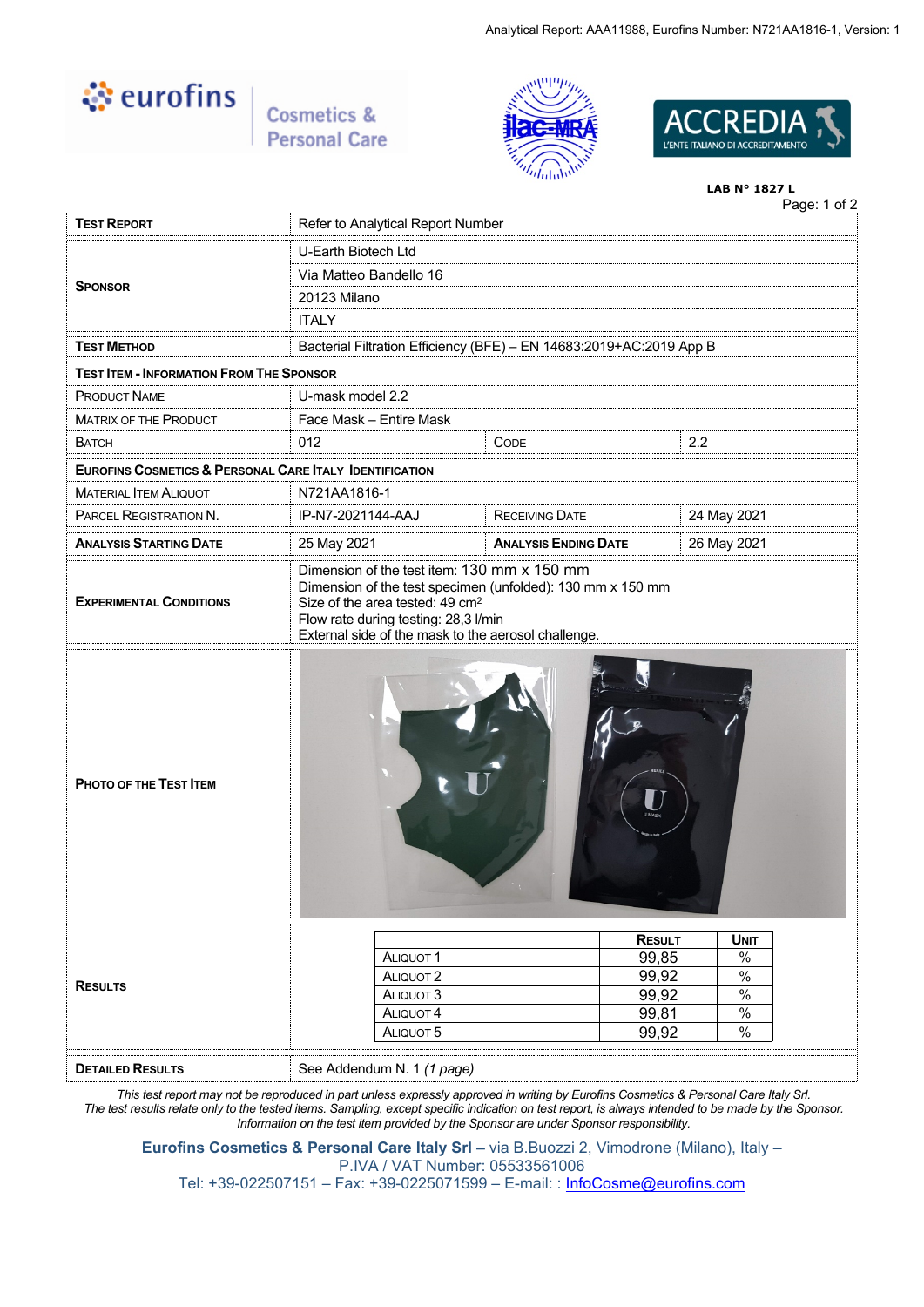Eurofins Cosmetics & Personal Care

LAB N° 1827 L

| | | | |
|---|---|---|---|
| **Test Report** | Refer to Analytical Report Number | | |
| **Sponsor** | U-Earth Biotech Ltd | | |
| | Via Matteo Bandello 16 | | |
| | 20123 Milano | | |
| | ITALY | | |
| **Test Method** | Bacterial Filtration Efficiency (BFE) – EN 14683:2019+AC:2019 App B | | |
| **Test Item - Information From The Sponsor** | | | |
| Product Name | U-mask model 2.2 | | |
| Matrix of the Product | Face Mask – Entire Mask | | |
| Batch | 012 | Code | 2.2 |
| **Eurofins Cosmetics & Personal Care Italy Identification** | | | |
| Material Item Aliquot | N721AA1816-1 | | |
| Parcel Registration N. | IP-N7-2021144-AAJ | Receiving Date | 24 May 2021 |
| **Analysis Starting Date** | 25 May 2021 | **Analysis Ending Date** | 26 May 2021 |
| **Experimental Conditions** | Dimension of the test item: 130 mm x 150 mm<br>Dimension of the test specimen (unfolded): 130 mm x 150 mm<br>Size of the area tested: 49 cm²<br>Flow rate during testing: 28,3 l/min<br>External side of the mask to the aerosol challenge. | | |
| **Photo of the Test Item** | | | |

**Results**

| | Result | Unit |
|---|---|---|
| Aliquot 1 | 99,85 | % |
| Aliquot 2 | 99,92 | % |
| Aliquot 3 | 99,92 | % |
| Aliquot 4 | 99,81 | % |
| Aliquot 5 | 99,92 | % |

**Detailed Results**: See Addendum N. 1 *(1 page)*

*This test report may not be reproduced in part unless expressly approved in writing by Eurofins Cosmetics & Personal Care Italy Srl.*
*The test results relate only to the tested items. Sampling, except specific indication on test report, is always intended to be made by the Sponsor.*
*Information on the test item provided by the Sponsor are under Sponsor responsibility.*

**Eurofins Cosmetics & Personal Care Italy Srl –** via B.Buozzi 2, Vimodrone (Milano), Italy –
P.IVA / VAT Number: 05533561006
Tel: +39-022507151 – Fax: +39-0225071599 – E-mail: : InfoCosme@eurofins.com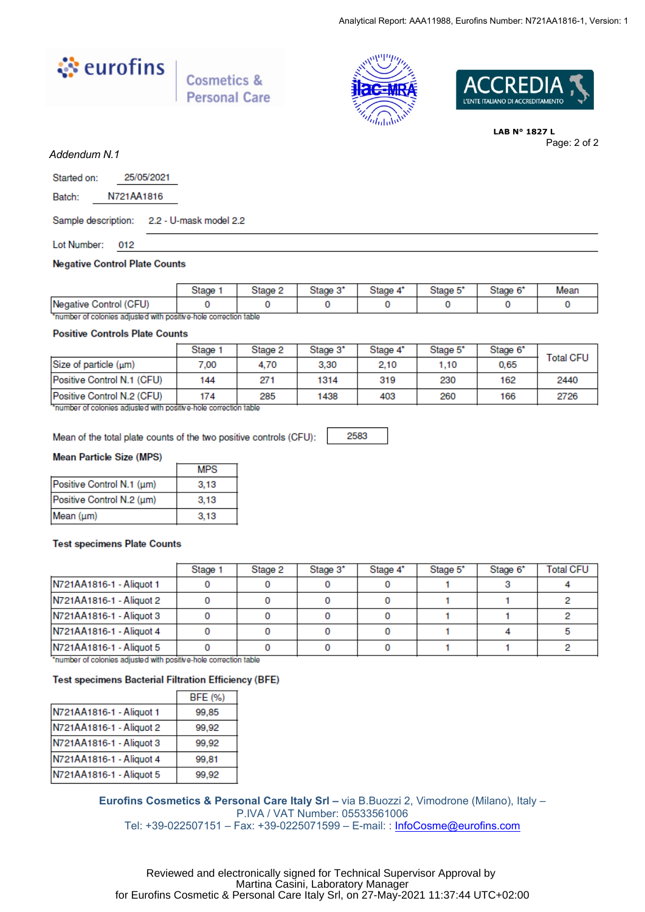LAB N° 1827 L

*Addendum N.1*

Started on: 25/05/2021

Batch: N721AA1816

Sample description: 2.2 - U-mask model 2.2

Lot Number: 012

**Negative Control Plate Counts**

| | Stage 1 | Stage 2 | Stage 3* | Stage 4* | Stage 5* | Stage 6* | Mean |
|---|---|---|---|---|---|---|---|
| Negative Control (CFU) | 0 | 0 | 0 | 0 | 0 | 0 | 0 |

*number of colonies adjusted with positive-hole correction table

**Positive Controls Plate Counts**

| | Stage 1 | Stage 2 | Stage 3* | Stage 4* | Stage 5* | Stage 6* | Total CFU |
|---|---|---|---|---|---|---|---|
| Size of particle (µm) | 7,00 | 4,70 | 3,30 | 2,10 | 1,10 | 0,65 | |
| Positive Control N.1 (CFU) | 144 | 271 | 1314 | 319 | 230 | 162 | 2440 |
| Positive Control N.2 (CFU) | 174 | 285 | 1438 | 403 | 260 | 166 | 2726 |

*number of colonies adjusted with positive-hole correction table

Mean of the total plate counts of the two positive controls (CFU): 2583

**Mean Particle Size (MPS)**

| | MPS |
|---|---|
| Positive Control N.1 (µm) | 3,13 |
| Positive Control N.2 (µm) | 3,13 |
| Mean (µm) | 3,13 |

**Test specimens Plate Counts**

| | Stage 1 | Stage 2 | Stage 3* | Stage 4* | Stage 5* | Stage 6* | Total CFU |
|---|---|---|---|---|---|---|---|
| N721AA1816-1 - Aliquot 1 | 0 | 0 | 0 | 0 | 1 | 3 | 4 |
| N721AA1816-1 - Aliquot 2 | 0 | 0 | 0 | 0 | 1 | 1 | 2 |
| N721AA1816-1 - Aliquot 3 | 0 | 0 | 0 | 0 | 1 | 1 | 2 |
| N721AA1816-1 - Aliquot 4 | 0 | 0 | 0 | 0 | 1 | 4 | 5 |
| N721AA1816-1 - Aliquot 5 | 0 | 0 | 0 | 0 | 1 | 1 | 2 |

*number of colonies adjusted with positive-hole correction table

**Test specimens Bacterial Filtration Efficiency (BFE)**

| | BFE (%) |
|---|---|
| N721AA1816-1 - Aliquot 1 | 99,85 |
| N721AA1816-1 - Aliquot 2 | 99,92 |
| N721AA1816-1 - Aliquot 3 | 99,92 |
| N721AA1816-1 - Aliquot 4 | 99,81 |
| N721AA1816-1 - Aliquot 5 | 99,92 |

**Eurofins Cosmetics & Personal Care Italy Srl –** via B.Buozzi 2, Vimodrone (Milano), Italy – P.IVA / VAT Number: 05533561006
Tel: +39-022507151 – Fax: +39-0225071599 – E-mail: : InfoCosme@eurofins.com

Reviewed and electronically signed for Technical Supervisor Approval by
Martina Casini, Laboratory Manager
for Eurofins Cosmetic & Personal Care Italy Srl, on 27-May-2021 11:37:44 UTC+02:00